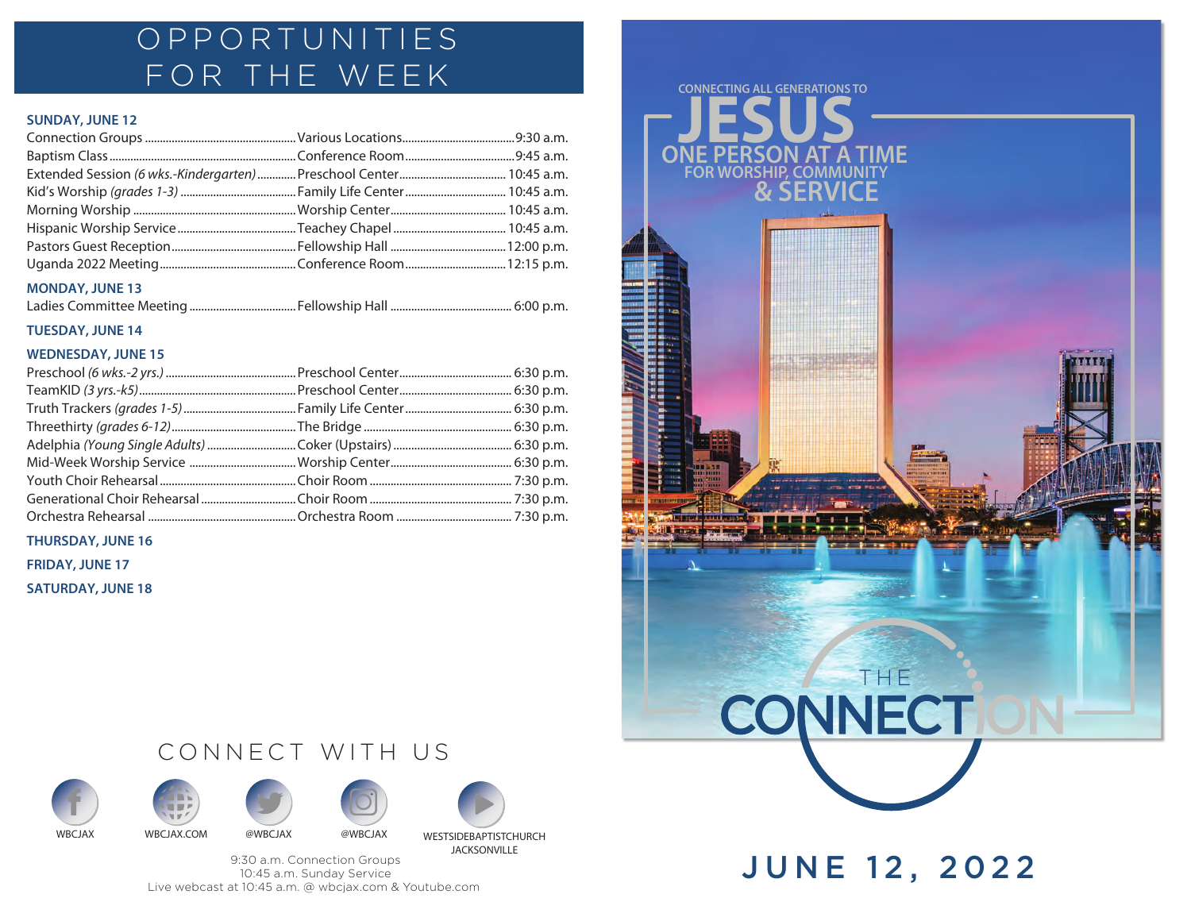# OPPORTUNITIES FOR THE WEEK

**SUNDAY, JUNE 12**

| | | |
|---|---|---|
| Connection Groups | Various Locations | 9:30 a.m. |
| Baptism Class | Conference Room | 9:45 a.m. |
| Extended Session *(6 wks.-Kindergarten)* | Preschool Center | 10:45 a.m. |
| Kid's Worship *(grades 1-3)* | Family Life Center | 10:45 a.m. |
| Morning Worship | Worship Center | 10:45 a.m. |
| Hispanic Worship Service | Teachey Chapel | 10:45 a.m. |
| Pastors Guest Reception | Fellowship Hall | 12:00 p.m. |
| Uganda 2022 Meeting | Conference Room | 12:15 p.m. |

**MONDAY, JUNE 13**

| | | |
|---|---|---|
| Ladies Committee Meeting | Fellowship Hall | 6:00 p.m. |

**TUESDAY, JUNE 14**

**WEDNESDAY, JUNE 15**

| | | |
|---|---|---|
| Preschool *(6 wks.-2 yrs.)* | Preschool Center | 6:30 p.m. |
| TeamKID *(3 yrs.-k5)* | Preschool Center | 6:30 p.m. |
| Truth Trackers *(grades 1-5)* | Family Life Center | 6:30 p.m. |
| Threethirty *(grades 6-12)* | The Bridge | 6:30 p.m. |
| Adelphia *(Young Single Adults)* | Coker (Upstairs) | 6:30 p.m. |
| Mid-Week Worship Service | Worship Center | 6:30 p.m. |
| Youth Choir Rehearsal | Choir Room | 7:30 p.m. |
| Generational Choir Rehearsal | Choir Room | 7:30 p.m. |
| Orchestra Rehearsal | Orchestra Room | 7:30 p.m. |

**THURSDAY, JUNE 16**

**FRIDAY, JUNE 17**

**SATURDAY, JUNE 18**

## CONNECT WITH US

WBCJAX

WBCJAX.COM

@WBCJAX

@WBCJAX

WESTSIDEBAPTISTCHURCH JACKSONVILLE

9:30 a.m. Connection Groups
10:45 a.m. Sunday Service
Live webcast at 10:45 a.m. @ wbcjax.com & Youtube.com

CONNECTING ALL GENERATIONS TO

# JESUS

ONE PERSON AT A TIME
FOR WORSHIP, COMMUNITY
& SERVICE

THE CONNECTION

## JUNE 12, 2022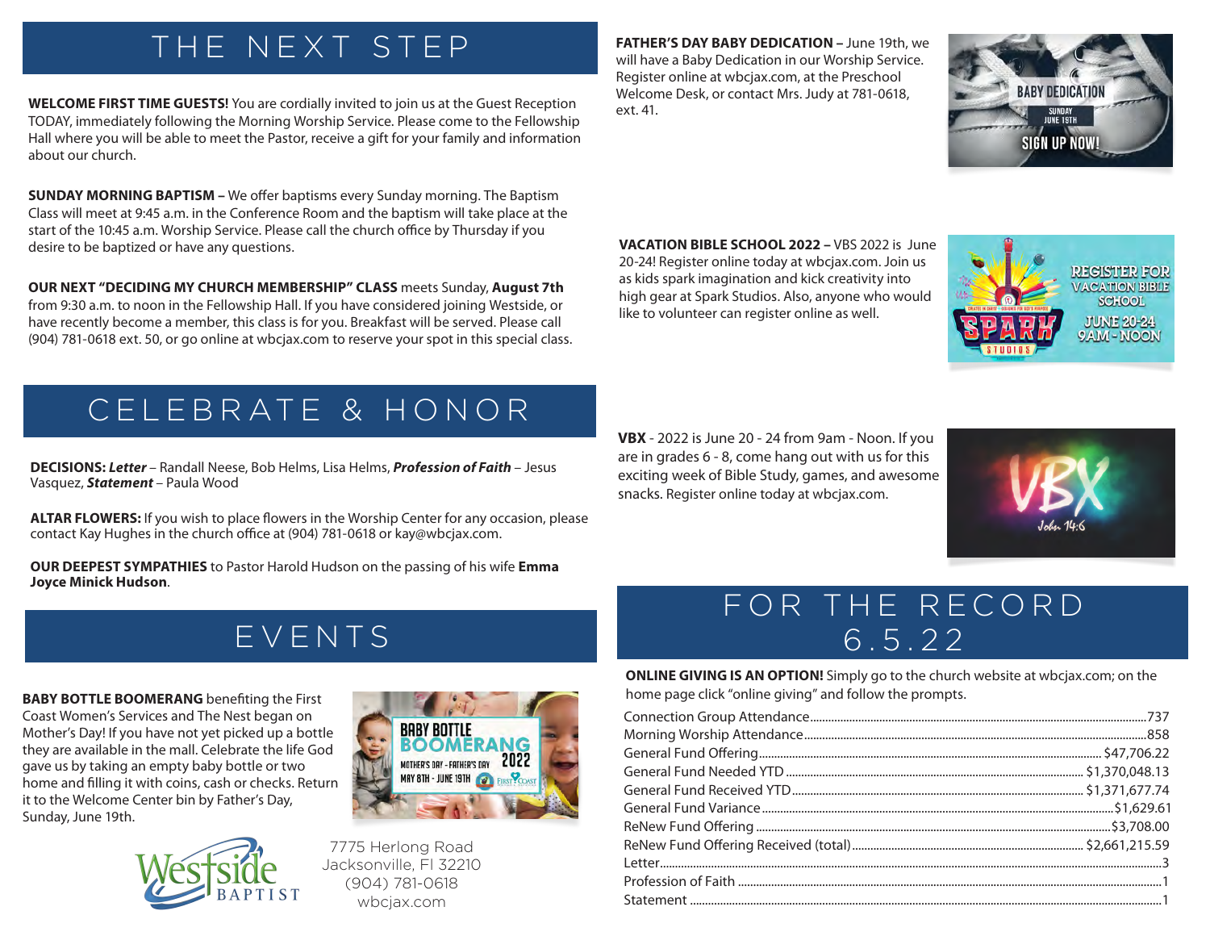# THE NEXT STEP

**WELCOME FIRST TIME GUESTS!** You are cordially invited to join us at the Guest Reception TODAY, immediately following the Morning Worship Service. Please come to the Fellowship Hall where you will be able to meet the Pastor, receive a gift for your family and information about our church.

**SUNDAY MORNING BAPTISM –** We offer baptisms every Sunday morning. The Baptism Class will meet at 9:45 a.m. in the Conference Room and the baptism will take place at the start of the 10:45 a.m. Worship Service. Please call the church office by Thursday if you desire to be baptized or have any questions.

**OUR NEXT "DECIDING MY CHURCH MEMBERSHIP" CLASS** meets Sunday, **August 7th** from 9:30 a.m. to noon in the Fellowship Hall. If you have considered joining Westside, or have recently become a member, this class is for you. Breakfast will be served. Please call (904) 781-0618 ext. 50, or go online at wbcjax.com to reserve your spot in this special class.

# CELEBRATE & HONOR

**DECISIONS: *Letter*** – Randall Neese, Bob Helms, Lisa Helms, ***Profession of Faith*** – Jesus Vasquez, ***Statement*** – Paula Wood

**ALTAR FLOWERS:** If you wish to place flowers in the Worship Center for any occasion, please contact Kay Hughes in the church office at (904) 781-0618 or kay@wbcjax.com.

**OUR DEEPEST SYMPATHIES** to Pastor Harold Hudson on the passing of his wife **Emma Joyce Minick Hudson**.

# EVENTS

**BABY BOTTLE BOOMERANG** benefiting the First Coast Women's Services and The Nest began on Mother's Day! If you have not yet picked up a bottle they are available in the mall. Celebrate the life God gave us by taking an empty baby bottle or two home and filling it with coins, cash or checks. Return it to the Welcome Center bin by Father's Day, Sunday, June 19th.

BABY BOTTLE BOOMERANG 2022
MOTHER'S DAY - FATHER'S DAY
MAY 8TH - JUNE 19TH

Westside BAPTIST

7775 Herlong Road
Jacksonville, Fl 32210
(904) 781-0618
wbcjax.com

**FATHER'S DAY BABY DEDICATION –** June 19th, we will have a Baby Dedication in our Worship Service. Register online at wbcjax.com, at the Preschool Welcome Desk, or contact Mrs. Judy at 781-0618, ext. 41.

BABY DEDICATION
SUNDAY JUNE 19TH
SIGN UP NOW!

**VACATION BIBLE SCHOOL 2022 –** VBS 2022 is June 20-24! Register online today at wbcjax.com. Join us as kids spark imagination and kick creativity into high gear at Spark Studios. Also, anyone who would like to volunteer can register online as well.

REGISTER FOR VACATION BIBLE SCHOOL
JUNE 20-24
9AM - NOON

**VBX** - 2022 is June 20 - 24 from 9am - Noon. If you are in grades 6 - 8, come hang out with us for this exciting week of Bible Study, games, and awesome snacks. Register online today at wbcjax.com.

VBX
John 14:6

# FOR THE RECORD 6.5.22

**ONLINE GIVING IS AN OPTION!** Simply go to the church website at wbcjax.com; on the home page click "online giving" and follow the prompts.

| | |
|---|---|
| Connection Group Attendance | 737 |
| Morning Worship Attendance | 858 |
| General Fund Offering | $47,706.22 |
| General Fund Needed YTD | $1,370,048.13 |
| General Fund Received YTD | $1,371,677.74 |
| General Fund Variance | $1,629.61 |
| ReNew Fund Offering | $3,708.00 |
| ReNew Fund Offering Received (total) | $2,661,215.59 |
| Letter | 3 |
| Profession of Faith | 1 |
| Statement | 1 |